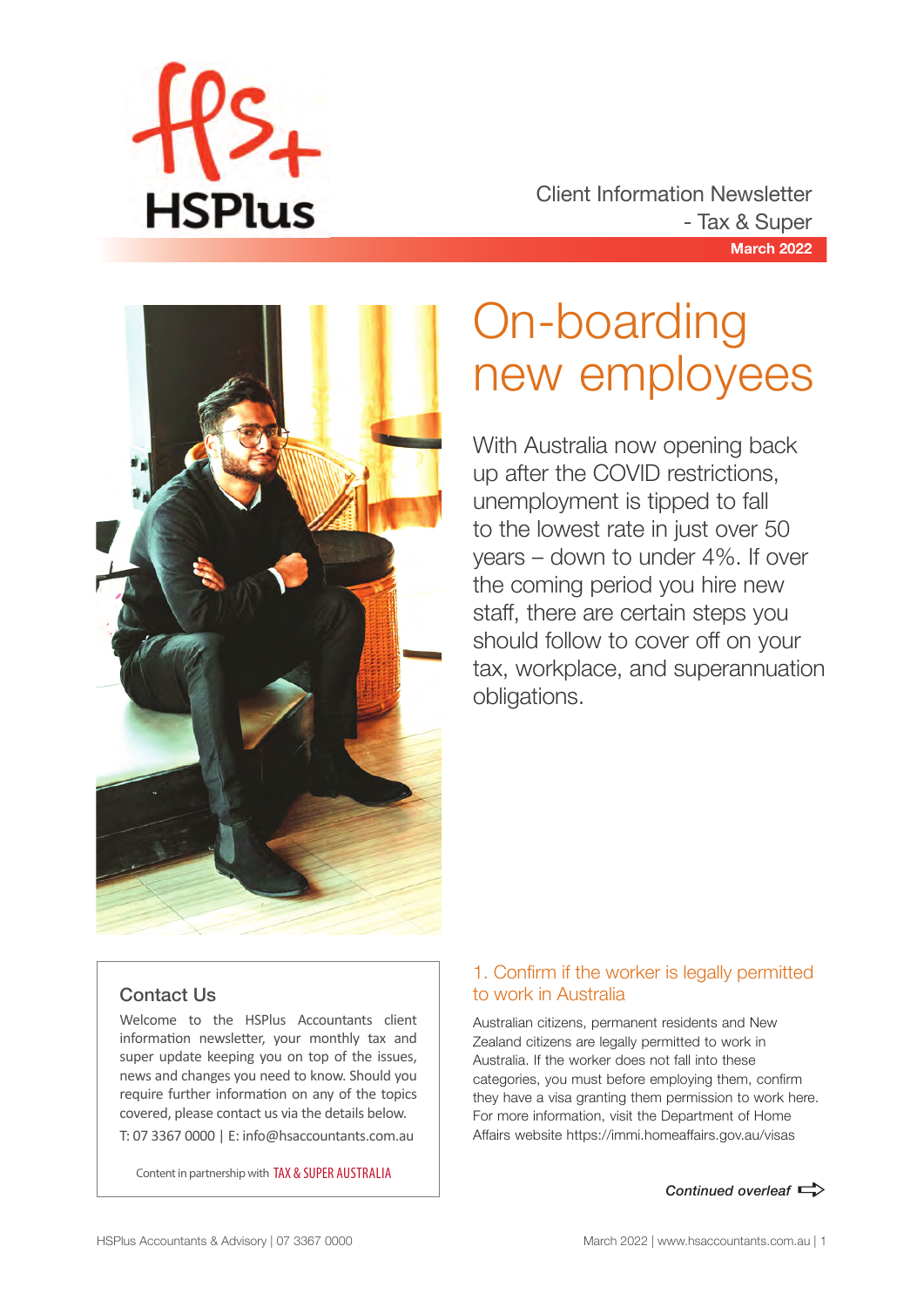HSPlus

Client Information Newsletter
- Tax & Super

**March 2022**

# On-boarding new employees

With Australia now opening back up after the COVID restrictions, unemployment is tipped to fall to the lowest rate in just over 50 years – down to under 4%. If over the coming period you hire new staff, there are certain steps you should follow to cover off on your tax, workplace, and superannuation obligations.

## 1. Confirm if the worker is legally permitted to work in Australia

Australian citizens, permanent residents and New Zealand citizens are legally permitted to work in Australia. If the worker does not fall into these categories, you must before employing them, confirm they have a visa granting them permission to work here. For more information, visit the Department of Home Affairs website https://immi.homeaffairs.gov.au/visas

*Continued overleaf*

### Contact Us

Welcome to the HSPlus Accountants client information newsletter, your monthly tax and super update keeping you on top of the issues, news and changes you need to know. Should you require further information on any of the topics covered, please contact us via the details below.

T: 07 3367 0000 | E: info@hsaccountants.com.au

Content in partnership with TAX & SUPER AUSTRALIA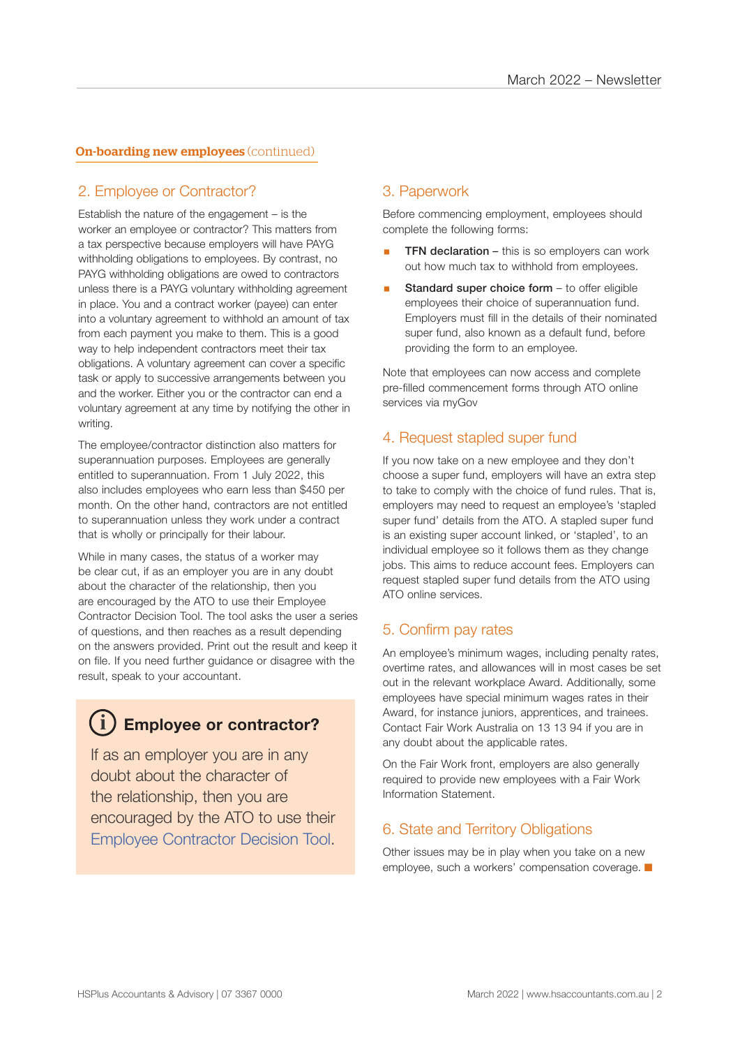**On-boarding new employees** (continued)

## 2. Employee or Contractor?

Establish the nature of the engagement – is the worker an employee or contractor? This matters from a tax perspective because employers will have PAYG withholding obligations to employees. By contrast, no PAYG withholding obligations are owed to contractors unless there is a PAYG voluntary withholding agreement in place. You and a contract worker (payee) can enter into a voluntary agreement to withhold an amount of tax from each payment you make to them. This is a good way to help independent contractors meet their tax obligations. A voluntary agreement can cover a specific task or apply to successive arrangements between you and the worker. Either you or the contractor can end a voluntary agreement at any time by notifying the other in writing.

The employee/contractor distinction also matters for superannuation purposes. Employees are generally entitled to superannuation. From 1 July 2022, this also includes employees who earn less than $450 per month. On the other hand, contractors are not entitled to superannuation unless they work under a contract that is wholly or principally for their labour.

While in many cases, the status of a worker may be clear cut, if as an employer you are in any doubt about the character of the relationship, then you are encouraged by the ATO to use their Employee Contractor Decision Tool. The tool asks the user a series of questions, and then reaches as a result depending on the answers provided. Print out the result and keep it on file. If you need further guidance or disagree with the result, speak to your accountant.

> **Employee or contractor?**
>
> If as an employer you are in any doubt about the character of the relationship, then you are encouraged by the ATO to use their Employee Contractor Decision Tool.

## 3. Paperwork

Before commencing employment, employees should complete the following forms:

- **TFN declaration** – this is so employers can work out how much tax to withhold from employees.
- **Standard super choice form** – to offer eligible employees their choice of superannuation fund. Employers must fill in the details of their nominated super fund, also known as a default fund, before providing the form to an employee.

Note that employees can now access and complete pre-filled commencement forms through ATO online services via myGov

## 4. Request stapled super fund

If you now take on a new employee and they don't choose a super fund, employers will have an extra step to take to comply with the choice of fund rules. That is, employers may need to request an employee's 'stapled super fund' details from the ATO. A stapled super fund is an existing super account linked, or 'stapled', to an individual employee so it follows them as they change jobs. This aims to reduce account fees. Employers can request stapled super fund details from the ATO using ATO online services.

## 5. Confirm pay rates

An employee's minimum wages, including penalty rates, overtime rates, and allowances will in most cases be set out in the relevant workplace Award. Additionally, some employees have special minimum wages rates in their Award, for instance juniors, apprentices, and trainees. Contact Fair Work Australia on 13 13 94 if you are in any doubt about the applicable rates.

On the Fair Work front, employers are also generally required to provide new employees with a Fair Work Information Statement.

## 6. State and Territory Obligations

Other issues may be in play when you take on a new employee, such a workers' compensation coverage. ■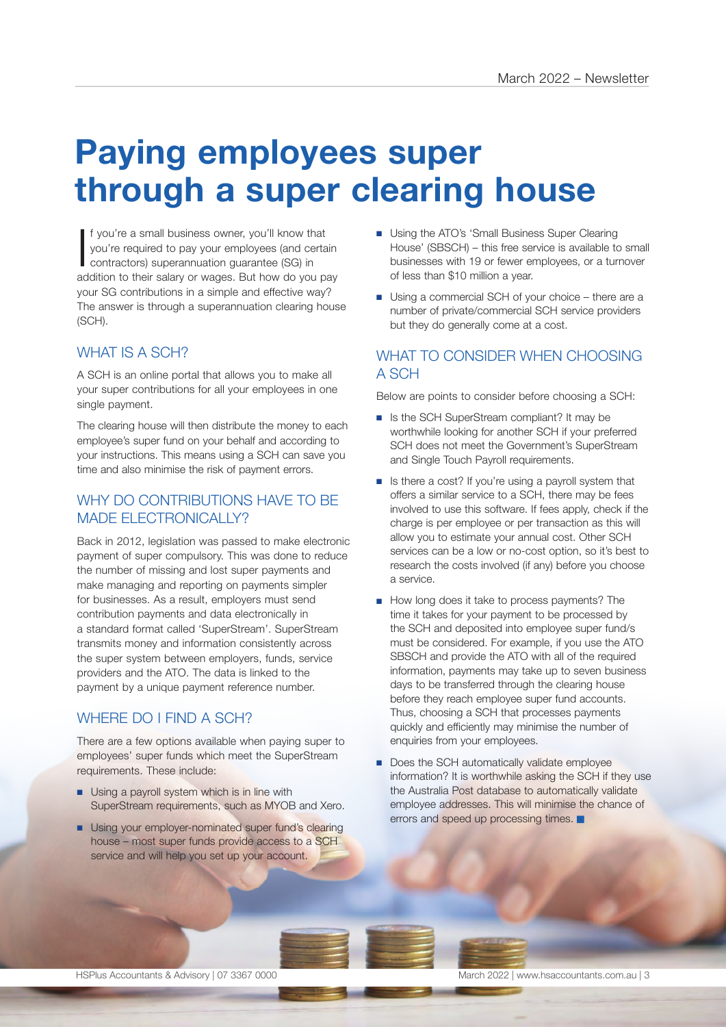# Paying employees super through a super clearing house

If you're a small business owner, you'll know that you're required to pay your employees (and certain contractors) superannuation guarantee (SG) in addition to their salary or wages. But how do you pay your SG contributions in a simple and effective way? The answer is through a superannuation clearing house (SCH).

## WHAT IS A SCH?

A SCH is an online portal that allows you to make all your super contributions for all your employees in one single payment.

The clearing house will then distribute the money to each employee's super fund on your behalf and according to your instructions. This means using a SCH can save you time and also minimise the risk of payment errors.

## WHY DO CONTRIBUTIONS HAVE TO BE MADE ELECTRONICALLY?

Back in 2012, legislation was passed to make electronic payment of super compulsory. This was done to reduce the number of missing and lost super payments and make managing and reporting on payments simpler for businesses. As a result, employers must send contribution payments and data electronically in a standard format called 'SuperStream'. SuperStream transmits money and information consistently across the super system between employers, funds, service providers and the ATO. The data is linked to the payment by a unique payment reference number.

## WHERE DO I FIND A SCH?

There are a few options available when paying super to employees' super funds which meet the SuperStream requirements. These include:

- Using a payroll system which is in line with SuperStream requirements, such as MYOB and Xero.
- Using your employer-nominated super fund's clearing house – most super funds provide access to a SCH service and will help you set up your account.
- Using the ATO's 'Small Business Super Clearing House' (SBSCH) – this free service is available to small businesses with 19 or fewer employees, or a turnover of less than $10 million a year.
- Using a commercial SCH of your choice – there are a number of private/commercial SCH service providers but they do generally come at a cost.

## WHAT TO CONSIDER WHEN CHOOSING A SCH

Below are points to consider before choosing a SCH:

- Is the SCH SuperStream compliant? It may be worthwhile looking for another SCH if your preferred SCH does not meet the Government's SuperStream and Single Touch Payroll requirements.
- Is there a cost? If you're using a payroll system that offers a similar service to a SCH, there may be fees involved to use this software. If fees apply, check if the charge is per employee or per transaction as this will allow you to estimate your annual cost. Other SCH services can be a low or no-cost option, so it's best to research the costs involved (if any) before you choose a service.
- How long does it take to process payments? The time it takes for your payment to be processed by the SCH and deposited into employee super fund/s must be considered. For example, if you use the ATO SBSCH and provide the ATO with all of the required information, payments may take up to seven business days to be transferred through the clearing house before they reach employee super fund accounts. Thus, choosing a SCH that processes payments quickly and efficiently may minimise the number of enquiries from your employees.
- Does the SCH automatically validate employee information? It is worthwhile asking the SCH if they use the Australia Post database to automatically validate employee addresses. This will minimise the chance of errors and speed up processing times. ■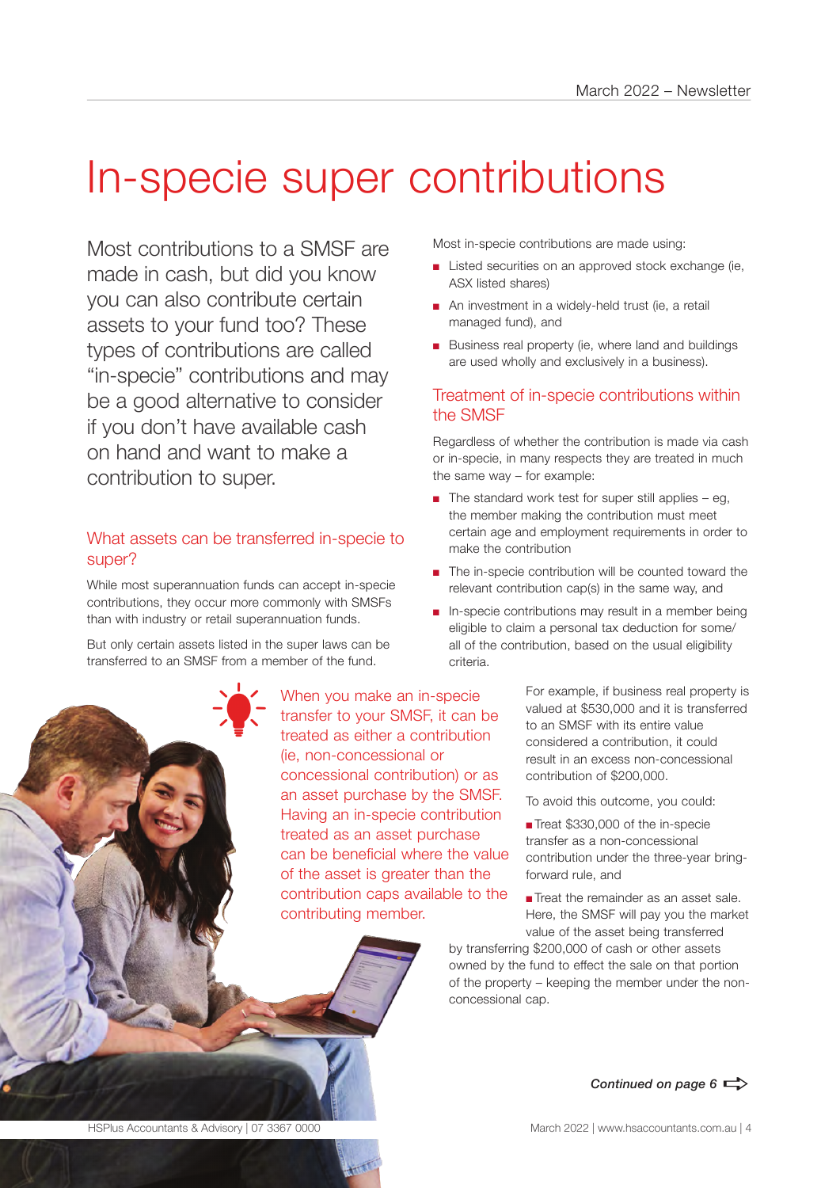# In-specie super contributions

Most contributions to a SMSF are made in cash, but did you know you can also contribute certain assets to your fund too? These types of contributions are called "in-specie" contributions and may be a good alternative to consider if you don't have available cash on hand and want to make a contribution to super.

## What assets can be transferred in-specie to super?

While most superannuation funds can accept in-specie contributions, they occur more commonly with SMSFs than with industry or retail superannuation funds.

But only certain assets listed in the super laws can be transferred to an SMSF from a member of the fund.

Most in-specie contributions are made using:

- Listed securities on an approved stock exchange (ie, ASX listed shares)
- An investment in a widely-held trust (ie, a retail managed fund), and
- Business real property (ie, where land and buildings are used wholly and exclusively in a business).

## Treatment of in-specie contributions within the SMSF

Regardless of whether the contribution is made via cash or in-specie, in many respects they are treated in much the same way – for example:

- The standard work test for super still applies – eg, the member making the contribution must meet certain age and employment requirements in order to make the contribution
- The in-specie contribution will be counted toward the relevant contribution cap(s) in the same way, and
- In-specie contributions may result in a member being eligible to claim a personal tax deduction for some/all of the contribution, based on the usual eligibility criteria.

When you make an in-specie transfer to your SMSF, it can be treated as either a contribution (ie, non-concessional or concessional contribution) or as an asset purchase by the SMSF. Having an in-specie contribution treated as an asset purchase can be beneficial where the value of the asset is greater than the contribution caps available to the contributing member.

For example, if business real property is valued at $530,000 and it is transferred to an SMSF with its entire value considered a contribution, it could result in an excess non-concessional contribution of $200,000.

To avoid this outcome, you could:

- Treat $330,000 of the in-specie transfer as a non-concessional contribution under the three-year bring-forward rule, and
- Treat the remainder as an asset sale. Here, the SMSF will pay you the market value of the asset being transferred by transferring $200,000 of cash or other assets owned by the fund to effect the sale on that portion of the property – keeping the member under the non-concessional cap.

*Continued on page 6*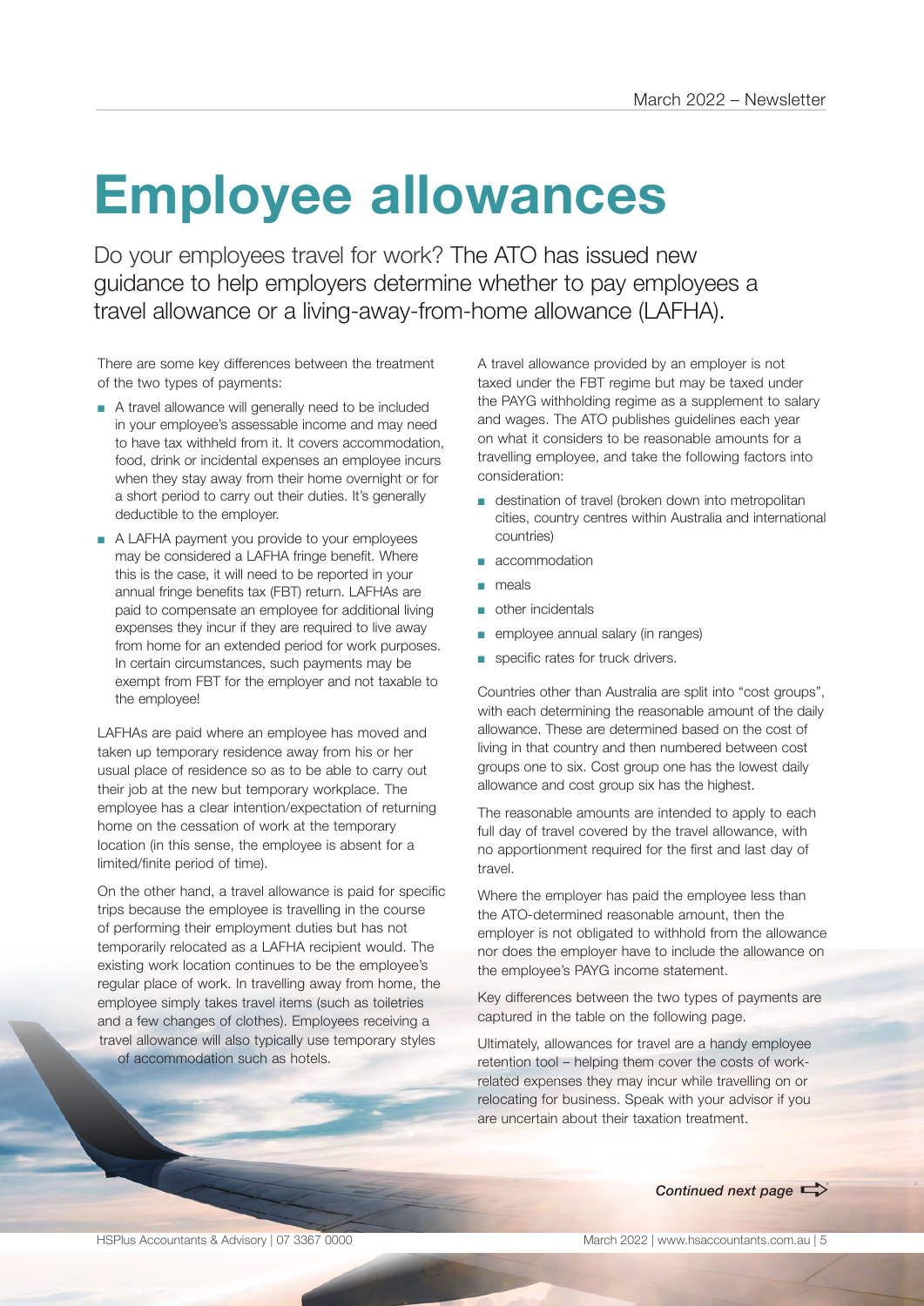# Employee allowances

Do your employees travel for work? The ATO has issued new guidance to help employers determine whether to pay employees a travel allowance or a living-away-from-home allowance (LAFHA).

There are some key differences between the treatment of the two types of payments:

- A travel allowance will generally need to be included in your employee's assessable income and may need to have tax withheld from it. It covers accommodation, food, drink or incidental expenses an employee incurs when they stay away from their home overnight or for a short period to carry out their duties. It's generally deductible to the employer.
- A LAFHA payment you provide to your employees may be considered a LAFHA fringe benefit. Where this is the case, it will need to be reported in your annual fringe benefits tax (FBT) return. LAFHAs are paid to compensate an employee for additional living expenses they incur if they are required to live away from home for an extended period for work purposes. In certain circumstances, such payments may be exempt from FBT for the employer and not taxable to the employee!

LAFHAs are paid where an employee has moved and taken up temporary residence away from his or her usual place of residence so as to be able to carry out their job at the new but temporary workplace. The employee has a clear intention/expectation of returning home on the cessation of work at the temporary location (in this sense, the employee is absent for a limited/finite period of time).

On the other hand, a travel allowance is paid for specific trips because the employee is travelling in the course of performing their employment duties but has not temporarily relocated as a LAFHA recipient would. The existing work location continues to be the employee's regular place of work. In travelling away from home, the employee simply takes travel items (such as toiletries and a few changes of clothes). Employees receiving a travel allowance will also typically use temporary styles of accommodation such as hotels.

A travel allowance provided by an employer is not taxed under the FBT regime but may be taxed under the PAYG withholding regime as a supplement to salary and wages. The ATO publishes guidelines each year on what it considers to be reasonable amounts for a travelling employee, and take the following factors into consideration:

- destination of travel (broken down into metropolitan cities, country centres within Australia and international countries)
- accommodation
- meals
- other incidentals
- employee annual salary (in ranges)
- specific rates for truck drivers.

Countries other than Australia are split into "cost groups", with each determining the reasonable amount of the daily allowance. These are determined based on the cost of living in that country and then numbered between cost groups one to six. Cost group one has the lowest daily allowance and cost group six has the highest.

The reasonable amounts are intended to apply to each full day of travel covered by the travel allowance, with no apportionment required for the first and last day of travel.

Where the employer has paid the employee less than the ATO-determined reasonable amount, then the employer is not obligated to withhold from the allowance nor does the employer have to include the allowance on the employee's PAYG income statement.

Key differences between the two types of payments are captured in the table on the following page.

Ultimately, allowances for travel are a handy employee retention tool – helping them cover the costs of work-related expenses they may incur while travelling on or relocating for business. Speak with your advisor if you are uncertain about their taxation treatment.

*Continued next page*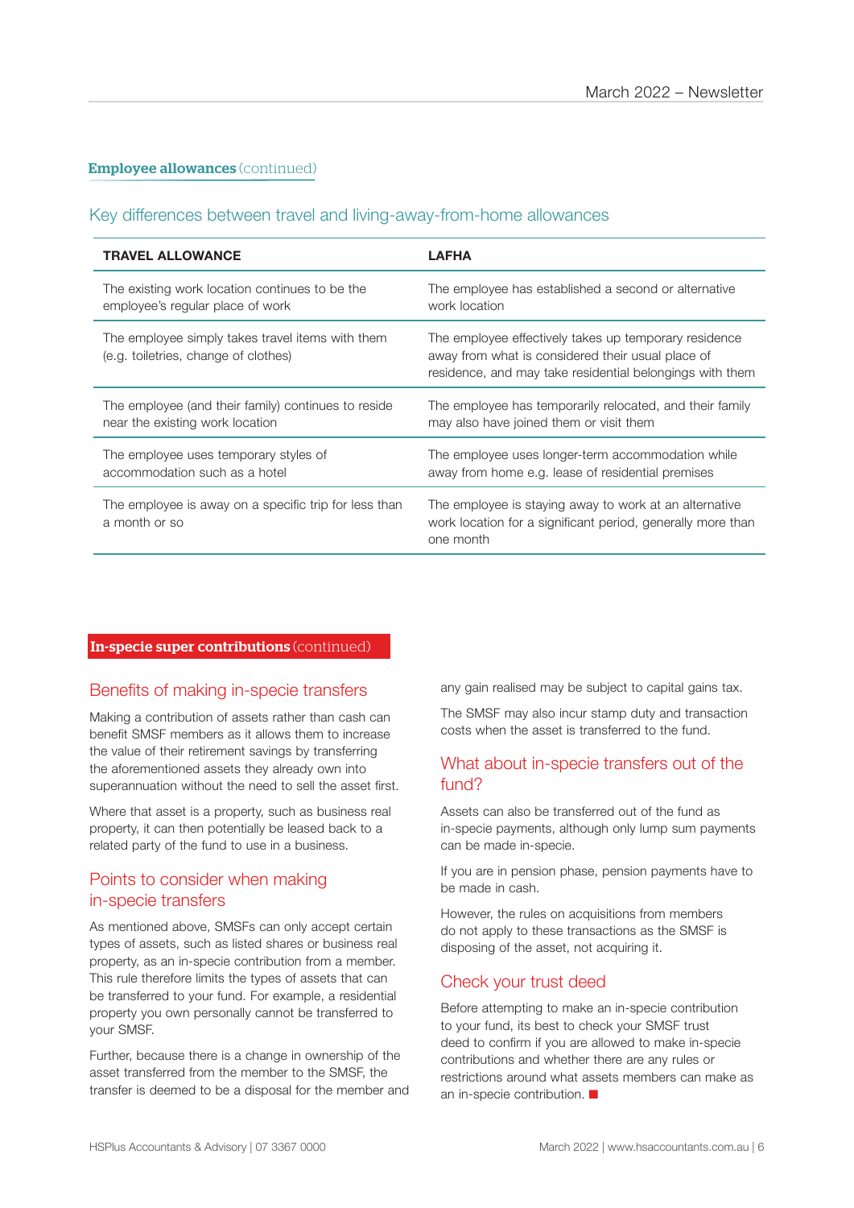**Employee allowances** (continued)

## Key differences between travel and living-away-from-home allowances

| TRAVEL ALLOWANCE | LAFHA |
|---|---|
| The existing work location continues to be the employee's regular place of work | The employee has established a second or alternative work location |
| The employee simply takes travel items with them (e.g. toiletries, change of clothes) | The employee effectively takes up temporary residence away from what is considered their usual place of residence, and may take residential belongings with them |
| The employee (and their family) continues to reside near the existing work location | The employee has temporarily relocated, and their family may also have joined them or visit them |
| The employee uses temporary styles of accommodation such as a hotel | The employee uses longer-term accommodation while away from home e.g. lease of residential premises |
| The employee is away on a specific trip for less than a month or so | The employee is staying away to work at an alternative work location for a significant period, generally more than one month |

**In-specie super contributions** (continued)

## Benefits of making in-specie transfers

Making a contribution of assets rather than cash can benefit SMSF members as it allows them to increase the value of their retirement savings by transferring the aforementioned assets they already own into superannuation without the need to sell the asset first.

Where that asset is a property, such as business real property, it can then potentially be leased back to a related party of the fund to use in a business.

## Points to consider when making in-specie transfers

As mentioned above, SMSFs can only accept certain types of assets, such as listed shares or business real property, as an in-specie contribution from a member. This rule therefore limits the types of assets that can be transferred to your fund. For example, a residential property you own personally cannot be transferred to your SMSF.

Further, because there is a change in ownership of the asset transferred from the member to the SMSF, the transfer is deemed to be a disposal for the member and any gain realised may be subject to capital gains tax.

The SMSF may also incur stamp duty and transaction costs when the asset is transferred to the fund.

## What about in-specie transfers out of the fund?

Assets can also be transferred out of the fund as in-specie payments, although only lump sum payments can be made in-specie.

If you are in pension phase, pension payments have to be made in cash.

However, the rules on acquisitions from members do not apply to these transactions as the SMSF is disposing of the asset, not acquiring it.

## Check your trust deed

Before attempting to make an in-specie contribution to your fund, its best to check your SMSF trust deed to confirm if you are allowed to make in-specie contributions and whether there are any rules or restrictions around what assets members can make as an in-specie contribution. ■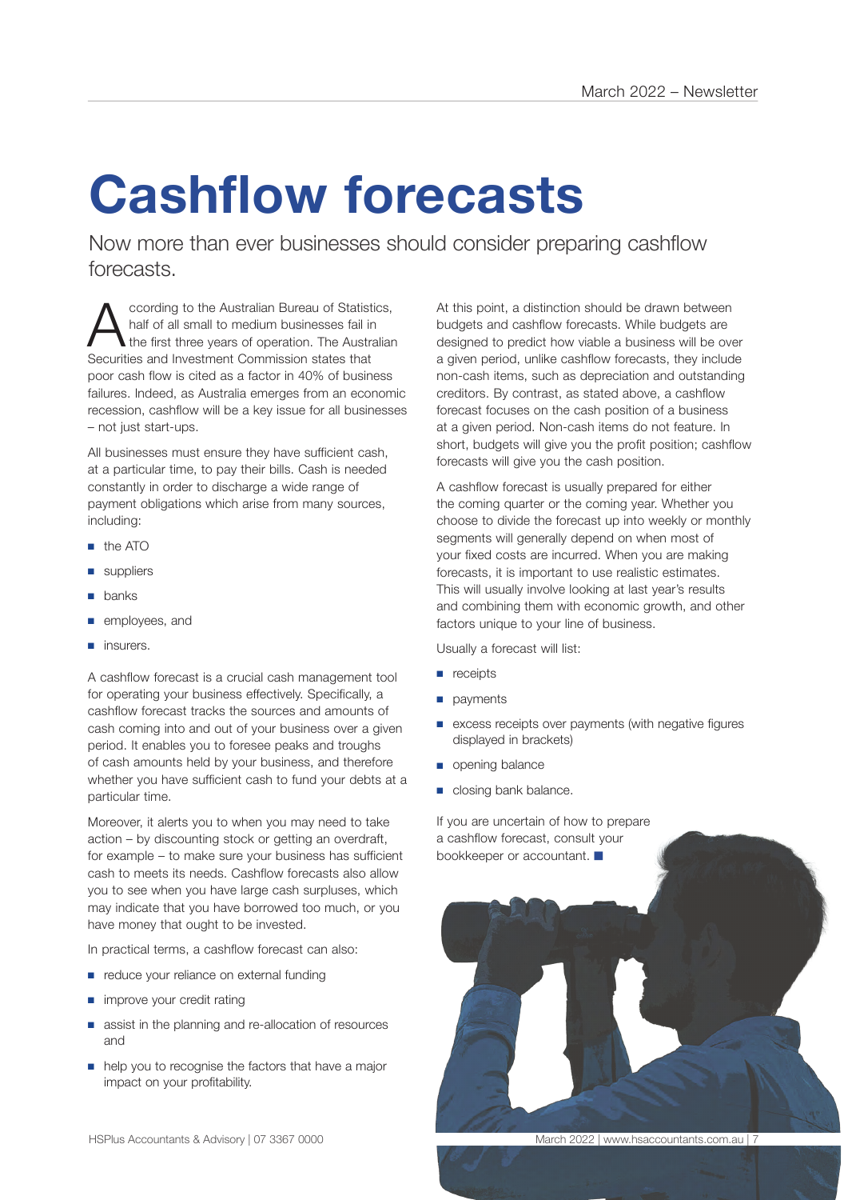# Cashflow forecasts

Now more than ever businesses should consider preparing cashflow forecasts.

According to the Australian Bureau of Statistics, half of all small to medium businesses fail in the first three years of operation. The Australian Securities and Investment Commission states that poor cash flow is cited as a factor in 40% of business failures. Indeed, as Australia emerges from an economic recession, cashflow will be a key issue for all businesses – not just start-ups.

All businesses must ensure they have sufficient cash, at a particular time, to pay their bills. Cash is needed constantly in order to discharge a wide range of payment obligations which arise from many sources, including:

- the ATO
- suppliers
- banks
- employees, and
- insurers.

A cashflow forecast is a crucial cash management tool for operating your business effectively. Specifically, a cashflow forecast tracks the sources and amounts of cash coming into and out of your business over a given period. It enables you to foresee peaks and troughs of cash amounts held by your business, and therefore whether you have sufficient cash to fund your debts at a particular time.

Moreover, it alerts you to when you may need to take action – by discounting stock or getting an overdraft, for example – to make sure your business has sufficient cash to meets its needs. Cashflow forecasts also allow you to see when you have large cash surpluses, which may indicate that you have borrowed too much, or you have money that ought to be invested.

In practical terms, a cashflow forecast can also:

- reduce your reliance on external funding
- improve your credit rating
- assist in the planning and re-allocation of resources and
- help you to recognise the factors that have a major impact on your profitability.

At this point, a distinction should be drawn between budgets and cashflow forecasts. While budgets are designed to predict how viable a business will be over a given period, unlike cashflow forecasts, they include non-cash items, such as depreciation and outstanding creditors. By contrast, as stated above, a cashflow forecast focuses on the cash position of a business at a given period. Non-cash items do not feature. In short, budgets will give you the profit position; cashflow forecasts will give you the cash position.

A cashflow forecast is usually prepared for either the coming quarter or the coming year. Whether you choose to divide the forecast up into weekly or monthly segments will generally depend on when most of your fixed costs are incurred. When you are making forecasts, it is important to use realistic estimates. This will usually involve looking at last year's results and combining them with economic growth, and other factors unique to your line of business.

Usually a forecast will list:

- receipts
- payments
- excess receipts over payments (with negative figures displayed in brackets)
- opening balance
- closing bank balance.

If you are uncertain of how to prepare a cashflow forecast, consult your bookkeeper or accountant. ■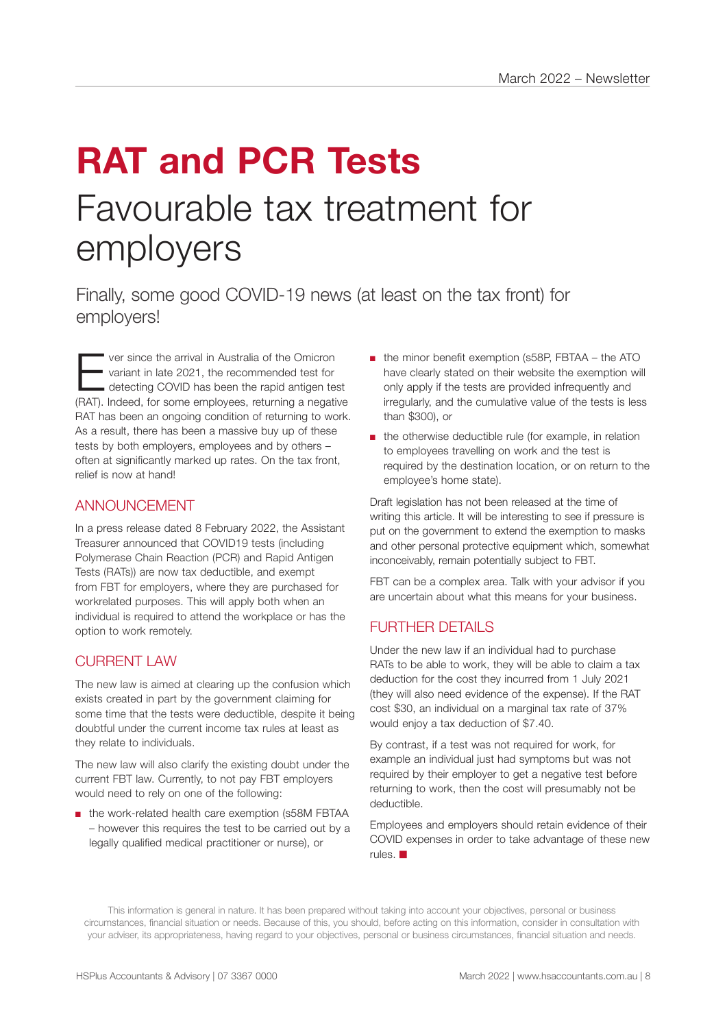# RAT and PCR Tests

## Favourable tax treatment for employers

Finally, some good COVID-19 news (at least on the tax front) for employers!

Ever since the arrival in Australia of the Omicron variant in late 2021, the recommended test for detecting COVID has been the rapid antigen test (RAT). Indeed, for some employees, returning a negative RAT has been an ongoing condition of returning to work. As a result, there has been a massive buy up of these tests by both employers, employees and by others – often at significantly marked up rates. On the tax front, relief is now at hand!

### ANNOUNCEMENT

In a press release dated 8 February 2022, the Assistant Treasurer announced that COVID19 tests (including Polymerase Chain Reaction (PCR) and Rapid Antigen Tests (RATs)) are now tax deductible, and exempt from FBT for employers, where they are purchased for workrelated purposes. This will apply both when an individual is required to attend the workplace or has the option to work remotely.

### CURRENT LAW

The new law is aimed at clearing up the confusion which exists created in part by the government claiming for some time that the tests were deductible, despite it being doubtful under the current income tax rules at least as they relate to individuals.

The new law will also clarify the existing doubt under the current FBT law. Currently, to not pay FBT employers would need to rely on one of the following:

- the work-related health care exemption (s58M FBTAA – however this requires the test to be carried out by a legally qualified medical practitioner or nurse), or
- the minor benefit exemption (s58P, FBTAA – the ATO have clearly stated on their website the exemption will only apply if the tests are provided infrequently and irregularly, and the cumulative value of the tests is less than $300), or
- the otherwise deductible rule (for example, in relation to employees travelling on work and the test is required by the destination location, or on return to the employee's home state).

Draft legislation has not been released at the time of writing this article. It will be interesting to see if pressure is put on the government to extend the exemption to masks and other personal protective equipment which, somewhat inconceivably, remain potentially subject to FBT.

FBT can be a complex area. Talk with your advisor if you are uncertain about what this means for your business.

### FURTHER DETAILS

Under the new law if an individual had to purchase RATs to be able to work, they will be able to claim a tax deduction for the cost they incurred from 1 July 2021 (they will also need evidence of the expense). If the RAT cost $30, an individual on a marginal tax rate of 37% would enjoy a tax deduction of $7.40.

By contrast, if a test was not required for work, for example an individual just had symptoms but was not required by their employer to get a negative test before returning to work, then the cost will presumably not be deductible.

Employees and employers should retain evidence of their COVID expenses in order to take advantage of these new rules. ■

This information is general in nature. It has been prepared without taking into account your objectives, personal or business circumstances, financial situation or needs. Because of this, you should, before acting on this information, consider in consultation with your adviser, its appropriateness, having regard to your objectives, personal or business circumstances, financial situation and needs.